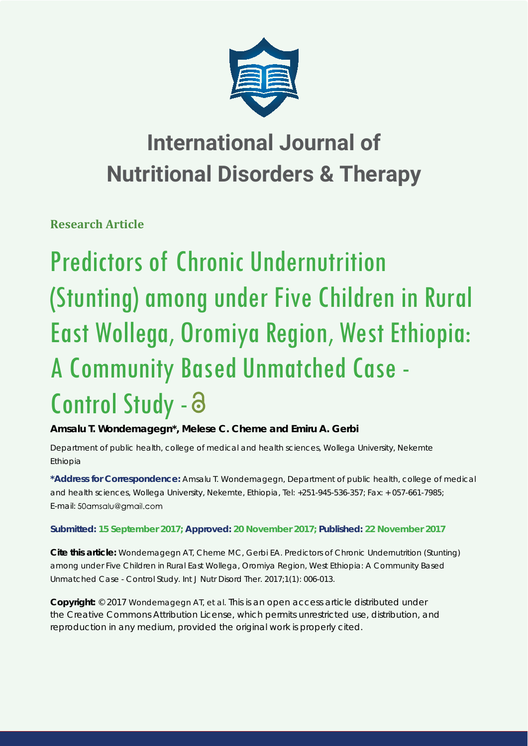# International Journal of Nutritional Disorders & Therapy

**Research Article**

# Predictors of Chronic Undernutrition (Stunting) among under Five Children in Rural East Wollega, Oromiya Region, West Ethiopia: A Community Based Unmatched Case - Control Study

**Amsalu T. Wondemagegn\*, Melese C. Cheme and Emiru A. Gerbi**

Department of public health, college of medical and health sciences, Wollega University, Nekemte Ethiopia

**\*Address for Correspondence:** Amsalu T. Wondemagegn, Department of public health, college of medical and health sciences, Wollega University, Nekemte, Ethiopia, Tel: +251-945-536-357; Fax: + 057-661-7985; E-mail: 50amsalu@gmail.com

**Submitted: 15 September 2017; Approved: 20 November 2017; Published: 22 November 2017**

**Cite this article:** Wondemagegn AT, Cheme MC, Gerbi EA. Predictors of Chronic Undernutrition (Stunting) among under Five Children in Rural East Wollega, Oromiya Region, West Ethiopia: A Community Based Unmatched Case - Control Study. Int J Nutr Disord Ther. 2017;1(1): 006-013.

**Copyright:** © 2017 Wondemagegn AT, et al. This is an open access article distributed under the Creative Commons Attribution License, which permits unrestricted use, distribution, and reproduction in any medium, provided the original work is properly cited.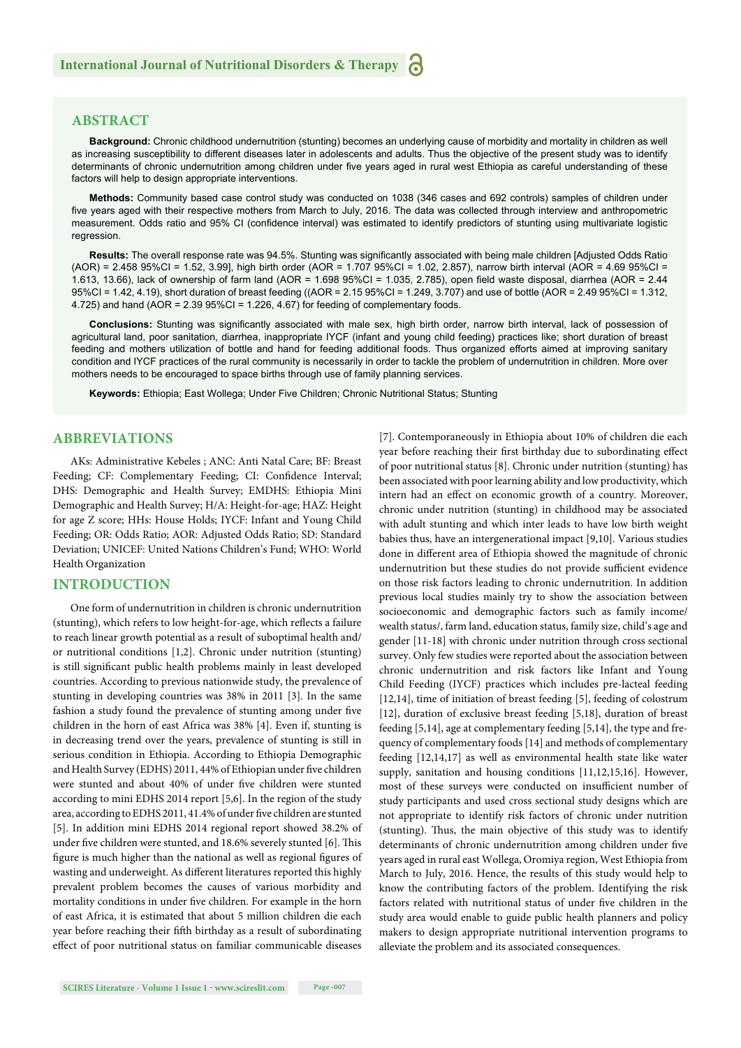## ABSTRACT

**Background:** Chronic childhood undernutrition (stunting) becomes an underlying cause of morbidity and mortality in children as well as increasing susceptibility to different diseases later in adolescents and adults. Thus the objective of the present study was to identify determinants of chronic undernutrition among children under five years aged in rural west Ethiopia as careful understanding of these factors will help to design appropriate interventions.

**Methods:** Community based case control study was conducted on 1038 (346 cases and 692 controls) samples of children under five years aged with their respective mothers from March to July, 2016. The data was collected through interview and anthropometric measurement. Odds ratio and 95% CI (confidence interval) was estimated to identify predictors of stunting using multivariate logistic regression.

**Results:** The overall response rate was 94.5%. Stunting was significantly associated with being male children [Adjusted Odds Ratio (AOR) = 2.458 95%CI = 1.52, 3.99], high birth order (AOR = 1.707 95%CI = 1.02, 2.857), narrow birth interval (AOR = 4.69 95%CI = 1.613, 13.66), lack of ownership of farm land (AOR = 1.698 95%CI = 1.035, 2.785), open field waste disposal, diarrhea (AOR = 2.44 95%CI = 1.42, 4.19), short duration of breast feeding ((AOR = 2.15 95%CI = 1.249, 3.707) and use of bottle (AOR = 2.49 95%CI = 1.312, 4.725) and hand (AOR = 2.39 95%CI = 1.226, 4.67) for feeding of complementary foods.

**Conclusions:** Stunting was significantly associated with male sex, high birth order, narrow birth interval, lack of possession of agricultural land, poor sanitation, diarrhea, inappropriate IYCF (infant and young child feeding) practices like; short duration of breast feeding and mothers utilization of bottle and hand for feeding additional foods. Thus organized efforts aimed at improving sanitary condition and IYCF practices of the rural community is necessarily in order to tackle the problem of undernutrition in children. More over mothers needs to be encouraged to space births through use of family planning services.

**Keywords:** Ethiopia; East Wollega; Under Five Children; Chronic Nutritional Status; Stunting

## ABBREVIATIONS

AKs: Administrative Kebeles ; ANC: Anti Natal Care; BF: Breast Feeding; CF: Complementary Feeding; CI: Confidence Interval; DHS: Demographic and Health Survey; EMDHS: Ethiopia Mini Demographic and Health Survey; H/A: Height-for-age; HAZ: Height for age Z score; HHs: House Holds; IYCF: Infant and Young Child Feeding; OR: Odds Ratio; AOR: Adjusted Odds Ratio; SD: Standard Deviation; UNICEF: United Nations Children's Fund; WHO: World Health Organization

## INTRODUCTION

One form of undernutrition in children is chronic undernutrition (stunting), which refers to low height-for-age, which reflects a failure to reach linear growth potential as a result of suboptimal health and/or nutritional conditions [1,2]. Chronic under nutrition (stunting) is still significant public health problems mainly in least developed countries. According to previous nationwide study, the prevalence of stunting in developing countries was 38% in 2011 [3]. In the same fashion a study found the prevalence of stunting among under five children in the horn of east Africa was 38% [4]. Even if, stunting is in decreasing trend over the years, prevalence of stunting is still in serious condition in Ethiopia. According to Ethiopia Demographic and Health Survey (EDHS) 2011, 44% of Ethiopian under five children were stunted and about 40% of under five children were stunted according to mini EDHS 2014 report [5,6]. In the region of the study area, according to EDHS 2011, 41.4% of under five children are stunted [5]. In addition mini EDHS 2014 regional report showed 38.2% of under five children were stunted, and 18.6% severely stunted [6]. This figure is much higher than the national as well as regional figures of wasting and underweight. As different literatures reported this highly prevalent problem becomes the causes of various morbidity and mortality conditions in under five children. For example in the horn of east Africa, it is estimated that about 5 million children die each year before reaching their fifth birthday as a result of subordinating effect of poor nutritional status on familiar communicable diseases [7]. Contemporaneously in Ethiopia about 10% of children die each year before reaching their first birthday due to subordinating effect of poor nutritional status [8]. Chronic under nutrition (stunting) has been associated with poor learning ability and low productivity, which intern had an effect on economic growth of a country. Moreover, chronic under nutrition (stunting) in childhood may be associated with adult stunting and which inter leads to have low birth weight babies thus, have an intergenerational impact [9,10]. Various studies done in different area of Ethiopia showed the magnitude of chronic undernutrition but these studies do not provide sufficient evidence on those risk factors leading to chronic undernutrition. In addition previous local studies mainly try to show the association between socioeconomic and demographic factors such as family income/wealth status/, farm land, education status, family size, child's age and gender [11-18] with chronic under nutrition through cross sectional survey. Only few studies were reported about the association between chronic undernutrition and risk factors like Infant and Young Child Feeding (IYCF) practices which includes pre-lacteal feeding [12,14], time of initiation of breast feeding [5], feeding of colostrum [12], duration of exclusive breast feeding [5,18], duration of breast feeding [5,14], age at complementary feeding [5,14], the type and frequency of complementary foods [14] and methods of complementary feeding [12,14,17] as well as environmental health state like water supply, sanitation and housing conditions [11,12,15,16]. However, most of these surveys were conducted on insufficient number of study participants and used cross sectional study designs which are not appropriate to identify risk factors of chronic under nutrition (stunting). Thus, the main objective of this study was to identify determinants of chronic undernutrition among children under five years aged in rural east Wollega, Oromiya region, West Ethiopia from March to July, 2016. Hence, the results of this study would help to know the contributing factors of the problem. Identifying the risk factors related with nutritional status of under five children in the study area would enable to guide public health planners and policy makers to design appropriate nutritional intervention programs to alleviate the problem and its associated consequences.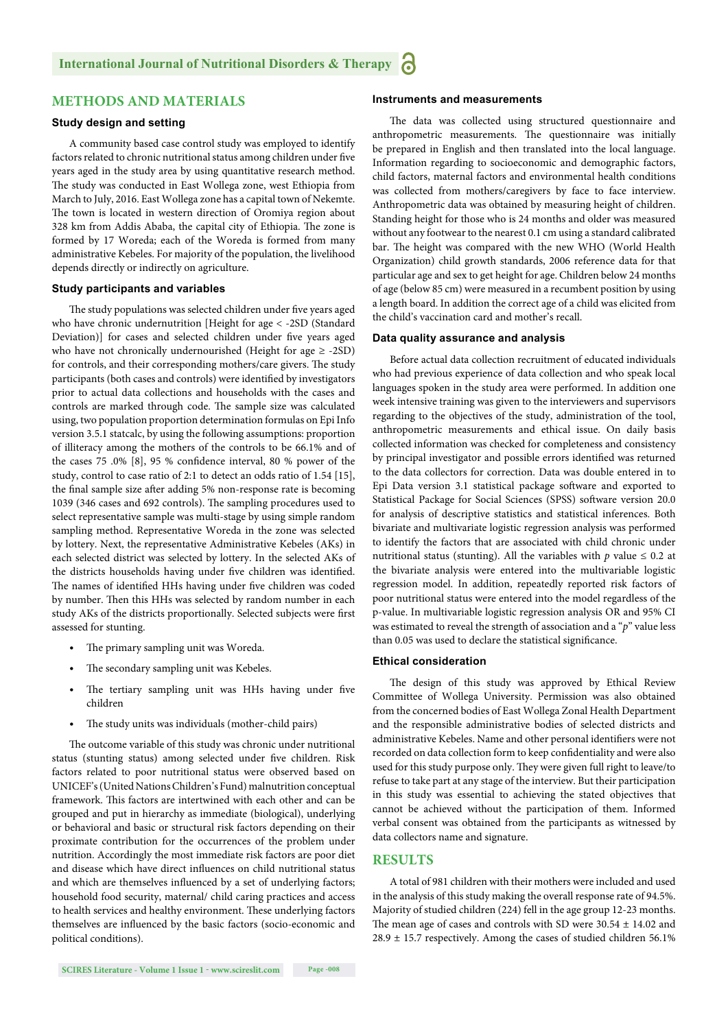## METHODS AND MATERIALS

### Study design and setting

A community based case control study was employed to identify factors related to chronic nutritional status among children under five years aged in the study area by using quantitative research method. The study was conducted in East Wollega zone, west Ethiopia from March to July, 2016. East Wollega zone has a capital town of Nekemte. The town is located in western direction of Oromiya region about 328 km from Addis Ababa, the capital city of Ethiopia. The zone is formed by 17 Woreda; each of the Woreda is formed from many administrative Kebeles. For majority of the population, the livelihood depends directly or indirectly on agriculture.

### Study participants and variables

The study populations was selected children under five years aged who have chronic undernutrition [Height for age < -2SD (Standard Deviation)] for cases and selected children under five years aged who have not chronically undernourished (Height for age ≥ -2SD) for controls, and their corresponding mothers/care givers. The study participants (both cases and controls) were identified by investigators prior to actual data collections and households with the cases and controls are marked through code. The sample size was calculated using, two population proportion determination formulas on Epi Info version 3.5.1 statcalc, by using the following assumptions: proportion of illiteracy among the mothers of the controls to be 66.1% and of the cases 75 .0% [8], 95 % confidence interval, 80 % power of the study, control to case ratio of 2:1 to detect an odds ratio of 1.54 [15], the final sample size after adding 5% non-response rate is becoming 1039 (346 cases and 692 controls). The sampling procedures used to select representative sample was multi-stage by using simple random sampling method. Representative Woreda in the zone was selected by lottery. Next, the representative Administrative Kebeles (AKs) in each selected district was selected by lottery. In the selected AKs of the districts households having under five children was identified. The names of identified HHs having under five children was coded by number. Then this HHs was selected by random number in each study AKs of the districts proportionally. Selected subjects were first assessed for stunting.

- The primary sampling unit was Woreda.
- The secondary sampling unit was Kebeles.
- The tertiary sampling unit was HHs having under five children
- The study units was individuals (mother-child pairs)

The outcome variable of this study was chronic under nutritional status (stunting status) among selected under five children. Risk factors related to poor nutritional status were observed based on UNICEF's (United Nations Children's Fund) malnutrition conceptual framework. This factors are intertwined with each other and can be grouped and put in hierarchy as immediate (biological), underlying or behavioral and basic or structural risk factors depending on their proximate contribution for the occurrences of the problem under nutrition. Accordingly the most immediate risk factors are poor diet and disease which have direct influences on child nutritional status and which are themselves influenced by a set of underlying factors; household food security, maternal/ child caring practices and access to health services and healthy environment. These underlying factors themselves are influenced by the basic factors (socio-economic and political conditions).

### Instruments and measurements

The data was collected using structured questionnaire and anthropometric measurements. The questionnaire was initially be prepared in English and then translated into the local language. Information regarding to socioeconomic and demographic factors, child factors, maternal factors and environmental health conditions was collected from mothers/caregivers by face to face interview. Anthropometric data was obtained by measuring height of children. Standing height for those who is 24 months and older was measured without any footwear to the nearest 0.1 cm using a standard calibrated bar. The height was compared with the new WHO (World Health Organization) child growth standards, 2006 reference data for that particular age and sex to get height for age. Children below 24 months of age (below 85 cm) were measured in a recumbent position by using a length board. In addition the correct age of a child was elicited from the child's vaccination card and mother's recall.

### Data quality assurance and analysis

Before actual data collection recruitment of educated individuals who had previous experience of data collection and who speak local languages spoken in the study area were performed. In addition one week intensive training was given to the interviewers and supervisors regarding to the objectives of the study, administration of the tool, anthropometric measurements and ethical issue. On daily basis collected information was checked for completeness and consistency by principal investigator and possible errors identified was returned to the data collectors for correction. Data was double entered in to Epi Data version 3.1 statistical package software and exported to Statistical Package for Social Sciences (SPSS) software version 20.0 for analysis of descriptive statistics and statistical inferences. Both bivariate and multivariate logistic regression analysis was performed to identify the factors that are associated with child chronic under nutritional status (stunting). All the variables with $p$ value ≤ 0.2 at the bivariate analysis were entered into the multivariable logistic regression model. In addition, repeatedly reported risk factors of poor nutritional status were entered into the model regardless of the p-value. In multivariable logistic regression analysis OR and 95% CI was estimated to reveal the strength of association and a "$p$" value less than 0.05 was used to declare the statistical significance.

### Ethical consideration

The design of this study was approved by Ethical Review Committee of Wollega University. Permission was also obtained from the concerned bodies of East Wollega Zonal Health Department and the responsible administrative bodies of selected districts and administrative Kebeles. Name and other personal identifiers were not recorded on data collection form to keep confidentiality and were also used for this study purpose only. They were given full right to leave/to refuse to take part at any stage of the interview. But their participation in this study was essential to achieving the stated objectives that cannot be achieved without the participation of them. Informed verbal consent was obtained from the participants as witnessed by data collectors name and signature.

## RESULTS

A total of 981 children with their mothers were included and used in the analysis of this study making the overall response rate of 94.5%. Majority of studied children (224) fell in the age group 12-23 months. The mean age of cases and controls with SD were 30.54 ± 14.02 and 28.9 ± 15.7 respectively. Among the cases of studied children 56.1%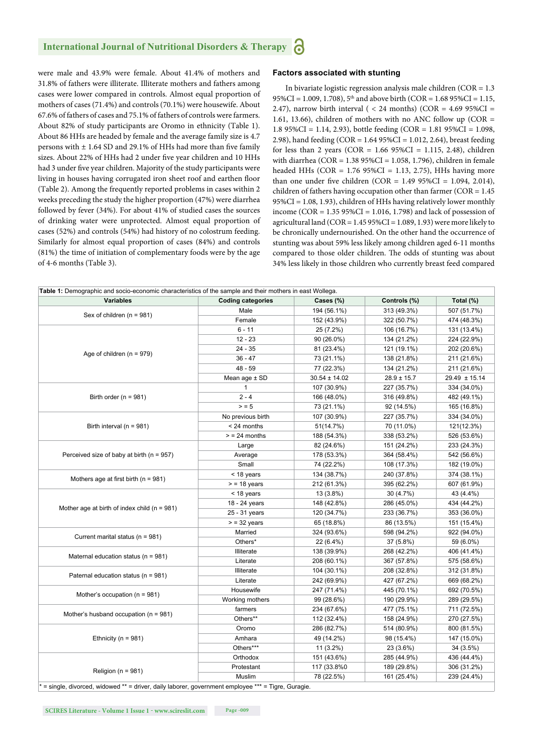were male and 43.9% were female. About 41.4% of mothers and 31.8% of fathers were illiterate. Illiterate mothers and fathers among cases were lower compared in controls. Almost equal proportion of mothers of cases (71.4%) and controls (70.1%) were housewife. About 67.6% of fathers of cases and 75.1% of fathers of controls were farmers. About 82% of study participants are Oromo in ethnicity (Table 1). About 86 HHs are headed by female and the average family size is 4.7 persons with ± 1.64 SD and 29.1% of HHs had more than five family sizes. About 22% of HHs had 2 under five year children and 10 HHs had 3 under five year children. Majority of the study participants were living in houses having corrugated iron sheet roof and earthen floor (Table 2). Among the frequently reported problems in cases within 2 weeks preceding the study the higher proportion (47%) were diarrhea followed by fever (34%). For about 41% of studied cases the sources of drinking water were unprotected. Almost equal proportion of cases (52%) and controls (54%) had history of no colostrum feeding. Similarly for almost equal proportion of cases (84%) and controls (81%) the time of initiation of complementary foods were by the age of 4-6 months (Table 3).

## Factors associated with stunting

In bivariate logistic regression analysis male children (COR = 1.3 95%CI = 1.009, 1.708), 5th and above birth (COR = 1.68 95%CI = 1.15, 2.47), narrow birth interval ( < 24 months) (COR = 4.69 95%CI = 1.61, 13.66), children of mothers with no ANC follow up (COR = 1.8 95%CI = 1.14, 2.93), bottle feeding (COR = 1.81 95%CI = 1.098, 2.98), hand feeding (COR = 1.64 95%CI = 1.012, 2.64), breast feeding for less than 2 years (COR = 1.66 95%CI = 1.115, 2.48), children with diarrhea (COR = 1.38 95%CI = 1.058, 1.796), children in female headed HHs (COR = 1.76 95%CI = 1.13, 2.75), HHs having more than one under five children (COR = 1.49 95%CI = 1.094, 2.014), children of fathers having occupation other than farmer (COR = 1.45 95%CI = 1.08, 1.93), children of HHs having relatively lower monthly income (COR = 1.35 95%CI = 1.016, 1.798) and lack of possession of agricultural land (COR = 1.45 95%CI = 1.089, 1.93) were more likely to be chronically undernourished. On the other hand the occurrence of stunting was about 59% less likely among children aged 6-11 months compared to those older children. The odds of stunting was about 34% less likely in those children who currently breast feed compared

**Table 1:** Demographic and socio-economic characteristics of the sample and their mothers in east Wollega.

| Variables | Coding categories | Cases (%) | Controls (%) | Total (%) |
|---|---|---|---|---|
| Sex of children (n = 981) | Male | 194 (56.1%) | 313 (49.3%) | 507 (51.7%) |
| | Female | 152 (43.9%) | 322 (50.7%) | 474 (48.3%) |
| Age of children (n = 979) | 6 - 11 | 25 (7.2%) | 106 (16.7%) | 131 (13.4%) |
| | 12 - 23 | 90 (26.0%) | 134 (21.2%) | 224 (22.9%) |
| | 24 - 35 | 81 (23.4%) | 121 (19.1%) | 202 (20.6%) |
| | 36 - 47 | 73 (21.1%) | 138 (21.8%) | 211 (21.6%) |
| | 48 - 59 | 77 (22.3%) | 134 (21.2%) | 211 (21.6%) |
| | Mean age ± SD | 30.54 ± 14.02 | 28.9 ± 15.7 | 29.49 ± 15.14 |
| Birth order (n = 981) | 1 | 107 (30.9%) | 227 (35.7%) | 334 (34.0%) |
| | 2 - 4 | 166 (48.0%) | 316 (49.8%) | 482 (49.1%) |
| | > = 5 | 73 (21.1%) | 92 (14.5%) | 165 (16.8%) |
| Birth interval (n = 981) | No previous birth | 107 (30.9%) | 227 (35.7%) | 334 (34.0%) |
| | < 24 months | 51(14.7%) | 70 (11.0%) | 121(12.3%) |
| | > = 24 months | 188 (54.3%) | 338 (53.2%) | 526 (53.6%) |
| Perceived size of baby at birth (n = 957) | Large | 82 (24.6%) | 151 (24.2%) | 233 (24.3%) |
| | Average | 178 (53.3%) | 364 (58.4%) | 542 (56.6%) |
| | Small | 74 (22.2%) | 108 (17.3%) | 182 (19.0%) |
| Mothers age at first birth (n = 981) | < 18 years | 134 (38.7%) | 240 (37.8%) | 374 (38.1%) |
| | > = 18 years | 212 (61.3%) | 395 (62.2%) | 607 (61.9%) |
| Mother age at birth of index child (n = 981) | < 18 years | 13 (3.8%) | 30 (4.7%) | 43 (4.4%) |
| | 18 - 24 years | 148 (42.8%) | 286 (45.0%) | 434 (44.2%) |
| | 25 - 31 years | 120 (34.7%) | 233 (36.7%) | 353 (36.0%) |
| | > = 32 years | 65 (18.8%) | 86 (13.5%) | 151 (15.4%) |
| Current marital status (n = 981) | Married | 324 (93.6%) | 598 (94.2%) | 922 (94.0%) |
| | Others* | 22 (6.4%) | 37 (5.8%) | 59 (6.0%) |
| Maternal education status (n = 981) | Illiterate | 138 (39.9%) | 268 (42.2%) | 406 (41.4%) |
| | Literate | 208 (60.1%) | 367 (57.8%) | 575 (58.6%) |
| Paternal education status (n = 981) | Illiterate | 104 (30.1%) | 208 (32.8%) | 312 (31.8%) |
| | Literate | 242 (69.9%) | 427 (67.2%) | 669 (68.2%) |
| Mother's occupation (n = 981) | Housewife | 247 (71.4%) | 445 (70.1%) | 692 (70.5%) |
| | Working mothers | 99 (28.6%) | 190 (29.9%) | 289 (29.5%) |
| Mother's husband occupation (n = 981) | farmers | 234 (67.6%) | 477 (75.1%) | 711 (72.5%) |
| | Others** | 112 (32.4%) | 158 (24.9%) | 270 (27.5%) |
| Ethnicity (n = 981) | Oromo | 286 (82.7%) | 514 (80.9%) | 800 (81.5%) |
| | Amhara | 49 (14.2%) | 98 (15.4%) | 147 (15.0%) |
| | Others*** | 11 (3.2%) | 23 (3.6%) | 34 (3.5%) |
| Religion (n = 981) | Orthodox | 151 (43.6%) | 285 (44.9%) | 436 (44.4%) |
| | Protestant | 117 (33.8%0 | 189 (29.8%) | 306 (31.2%) |
| | Muslim | 78 (22.5%) | 161 (25.4%) | 239 (24.4%) |

* = single, divorced, widowed ** = driver, daily laborer, government employee *** = Tigre, Guragie.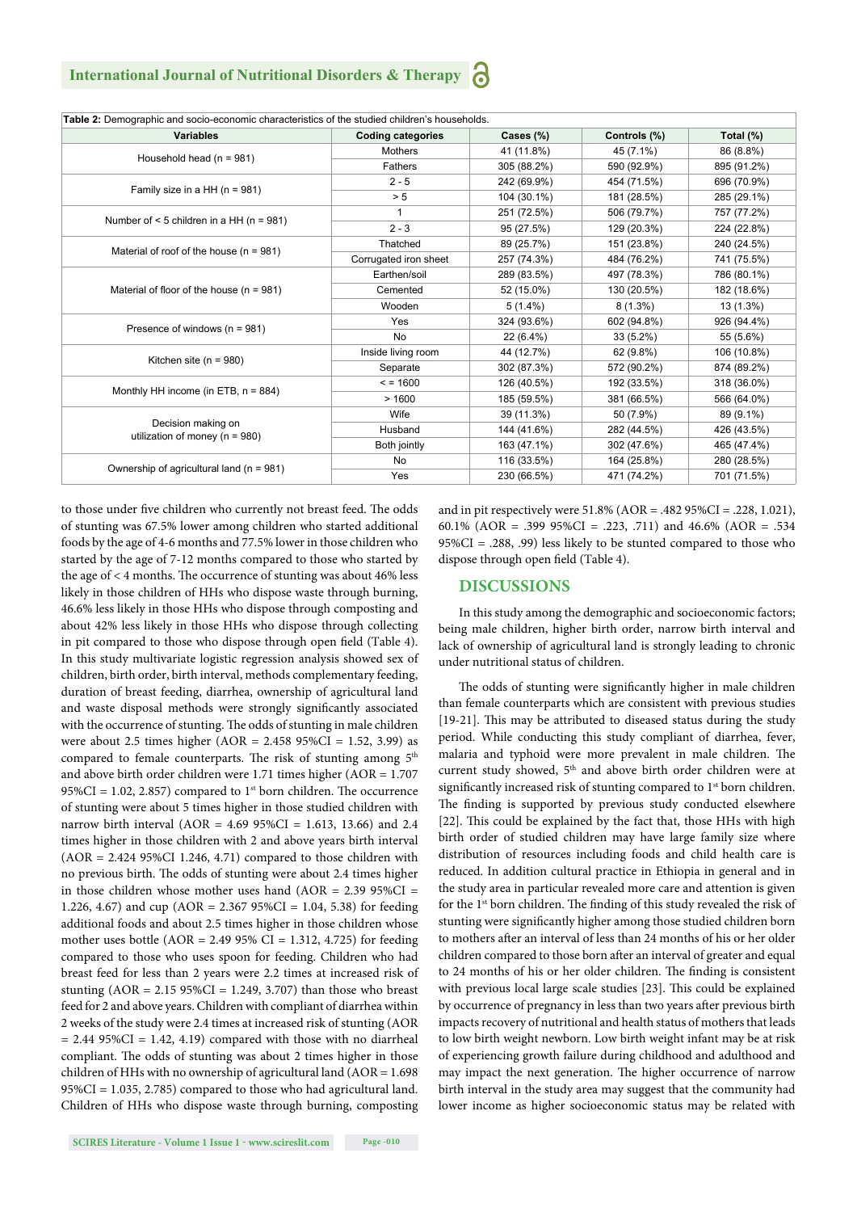**Table 2:** Demographic and socio-economic characteristics of the studied children's households.

| Variables | Coding categories | Cases (%) | Controls (%) | Total (%) |
|---|---|---|---|---|
| Household head (n = 981) | Mothers | 41 (11.8%) | 45 (7.1%) | 86 (8.8%) |
| | Fathers | 305 (88.2%) | 590 (92.9%) | 895 (91.2%) |
| Family size in a HH (n = 981) | 2 - 5 | 242 (69.9%) | 454 (71.5%) | 696 (70.9%) |
| | > 5 | 104 (30.1%) | 181 (28.5%) | 285 (29.1%) |
| Number of < 5 children in a HH (n = 981) | 1 | 251 (72.5%) | 506 (79.7%) | 757 (77.2%) |
| | 2 - 3 | 95 (27.5%) | 129 (20.3%) | 224 (22.8%) |
| Material of roof of the house (n = 981) | Thatched | 89 (25.7%) | 151 (23.8%) | 240 (24.5%) |
| | Corrugated iron sheet | 257 (74.3%) | 484 (76.2%) | 741 (75.5%) |
| Material of floor of the house (n = 981) | Earthen/soil | 289 (83.5%) | 497 (78.3%) | 786 (80.1%) |
| | Cemented | 52 (15.0%) | 130 (20.5%) | 182 (18.6%) |
| | Wooden | 5 (1.4%) | 8 (1.3%) | 13 (1.3%) |
| Presence of windows (n = 981) | Yes | 324 (93.6%) | 602 (94.8%) | 926 (94.4%) |
| | No | 22 (6.4%) | 33 (5.2%) | 55 (5.6%) |
| Kitchen site (n = 980) | Inside living room | 44 (12.7%) | 62 (9.8%) | 106 (10.8%) |
| | Separate | 302 (87.3%) | 572 (90.2%) | 874 (89.2%) |
| Monthly HH income (in ETB, n = 884) | < = 1600 | 126 (40.5%) | 192 (33.5%) | 318 (36.0%) |
| | > 1600 | 185 (59.5%) | 381 (66.5%) | 566 (64.0%) |
| Decision making on utilization of money (n = 980) | Wife | 39 (11.3%) | 50 (7.9%) | 89 (9.1%) |
| | Husband | 144 (41.6%) | 282 (44.5%) | 426 (43.5%) |
| | Both jointly | 163 (47.1%) | 302 (47.6%) | 465 (47.4%) |
| Ownership of agricultural land (n = 981) | No | 116 (33.5%) | 164 (25.8%) | 280 (28.5%) |
| | Yes | 230 (66.5%) | 471 (74.2%) | 701 (71.5%) |

to those under five children who currently not breast feed. The odds of stunting was 67.5% lower among children who started additional foods by the age of 4-6 months and 77.5% lower in those children who started by the age of 7-12 months compared to those who started by the age of < 4 months. The occurrence of stunting was about 46% less likely in those children of HHs who dispose waste through burning, 46.6% less likely in those HHs who dispose through composting and about 42% less likely in those HHs who dispose through collecting in pit compared to those who dispose through open field (Table 4). In this study multivariate logistic regression analysis showed sex of children, birth order, birth interval, methods complementary feeding, duration of breast feeding, diarrhea, ownership of agricultural land and waste disposal methods were strongly significantly associated with the occurrence of stunting. The odds of stunting in male children were about 2.5 times higher (AOR = 2.458 95%CI = 1.52, 3.99) as compared to female counterparts. The risk of stunting among 5th and above birth order children were 1.71 times higher (AOR = 1.707 95%CI = 1.02, 2.857) compared to 1st born children. The occurrence of stunting were about 5 times higher in those studied children with narrow birth interval (AOR = 4.69 95%CI = 1.613, 13.66) and 2.4 times higher in those children with 2 and above years birth interval (AOR = 2.424 95%CI 1.246, 4.71) compared to those children with no previous birth. The odds of stunting were about 2.4 times higher in those children whose mother uses hand (AOR = 2.39 95%CI = 1.226, 4.67) and cup (AOR = 2.367 95%CI = 1.04, 5.38) for feeding additional foods and about 2.5 times higher in those children whose mother uses bottle (AOR = 2.49 95% CI = 1.312, 4.725) for feeding compared to those who uses spoon for feeding. Children who had breast feed for less than 2 years were 2.2 times at increased risk of stunting (AOR = 2.15 95%CI = 1.249, 3.707) than those who breast feed for 2 and above years. Children with compliant of diarrhea within 2 weeks of the study were 2.4 times at increased risk of stunting (AOR = 2.44 95%CI = 1.42, 4.19) compared with those with no diarrheal compliant. The odds of stunting was about 2 times higher in those children of HHs with no ownership of agricultural land (AOR = 1.698 95%CI = 1.035, 2.785) compared to those who had agricultural land. Children of HHs who dispose waste through burning, composting and in pit respectively were 51.8% (AOR = .482 95%CI = .228, 1.021), 60.1% (AOR = .399 95%CI = .223, .711) and 46.6% (AOR = .534 95%CI = .288, .99) less likely to be stunted compared to those who dispose through open field (Table 4).

## DISCUSSIONS

In this study among the demographic and socioeconomic factors; being male children, higher birth order, narrow birth interval and lack of ownership of agricultural land is strongly leading to chronic under nutritional status of children.

The odds of stunting were significantly higher in male children than female counterparts which are consistent with previous studies [19-21]. This may be attributed to diseased status during the study period. While conducting this study compliant of diarrhea, fever, malaria and typhoid were more prevalent in male children. The current study showed, 5th and above birth order children were at significantly increased risk of stunting compared to 1st born children. The finding is supported by previous study conducted elsewhere [22]. This could be explained by the fact that, those HHs with high birth order of studied children may have large family size where distribution of resources including foods and child health care is reduced. In addition cultural practice in Ethiopia in general and in the study area in particular revealed more care and attention is given for the 1st born children. The finding of this study revealed the risk of stunting were significantly higher among those studied children born to mothers after an interval of less than 24 months of his or her older children compared to those born after an interval of greater and equal to 24 months of his or her older children. The finding is consistent with previous local large scale studies [23]. This could be explained by occurrence of pregnancy in less than two years after previous birth impacts recovery of nutritional and health status of mothers that leads to low birth weight newborn. Low birth weight infant may be at risk of experiencing growth failure during childhood and adulthood and may impact the next generation. The higher occurrence of narrow birth interval in the study area may suggest that the community had lower income as higher socioeconomic status may be related with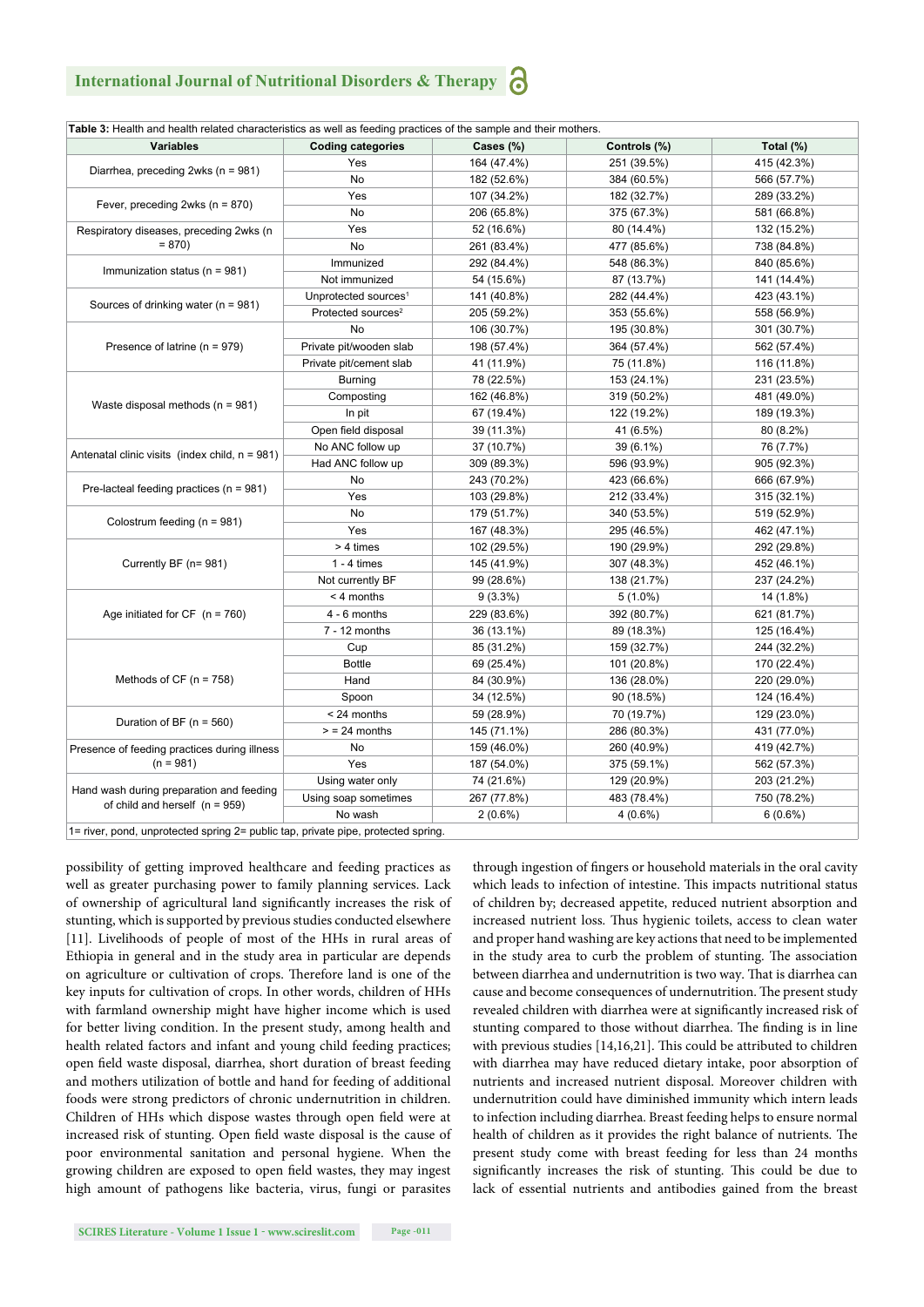**Table 3:** Health and health related characteristics as well as feeding practices of the sample and their mothers.

| Variables | Coding categories | Cases (%) | Controls (%) | Total (%) |
|---|---|---|---|---|
| Diarrhea, preceding 2wks (n = 981) | Yes | 164 (47.4%) | 251 (39.5%) | 415 (42.3%) |
| | No | 182 (52.6%) | 384 (60.5%) | 566 (57.7%) |
| Fever, preceding 2wks (n = 870) | Yes | 107 (34.2%) | 182 (32.7%) | 289 (33.2%) |
| | No | 206 (65.8%) | 375 (67.3%) | 581 (66.8%) |
| Respiratory diseases, preceding 2wks (n = 870) | Yes | 52 (16.6%) | 80 (14.4%) | 132 (15.2%) |
| | No | 261 (83.4%) | 477 (85.6%) | 738 (84.8%) |
| Immunization status (n = 981) | Immunized | 292 (84.4%) | 548 (86.3%) | 840 (85.6%) |
| | Not immunized | 54 (15.6%) | 87 (13.7%) | 141 (14.4%) |
| Sources of drinking water (n = 981) | Unprotected sources[1] | 141 (40.8%) | 282 (44.4%) | 423 (43.1%) |
| | Protected sources[2] | 205 (59.2%) | 353 (55.6%) | 558 (56.9%) |
| Presence of latrine (n = 979) | No | 106 (30.7%) | 195 (30.8%) | 301 (30.7%) |
| | Private pit/wooden slab | 198 (57.4%) | 364 (57.4%) | 562 (57.4%) |
| | Private pit/cement slab | 41 (11.9%) | 75 (11.8%) | 116 (11.8%) |
| Waste disposal methods (n = 981) | Burning | 78 (22.5%) | 153 (24.1%) | 231 (23.5%) |
| | Composting | 162 (46.8%) | 319 (50.2%) | 481 (49.0%) |
| | In pit | 67 (19.4%) | 122 (19.2%) | 189 (19.3%) |
| | Open field disposal | 39 (11.3%) | 41 (6.5%) | 80 (8.2%) |
| Antenatal clinic visits (index child, n = 981) | No ANC follow up | 37 (10.7%) | 39 (6.1%) | 76 (7.7%) |
| | Had ANC follow up | 309 (89.3%) | 596 (93.9%) | 905 (92.3%) |
| Pre-lacteal feeding practices (n = 981) | No | 243 (70.2%) | 423 (66.6%) | 666 (67.9%) |
| | Yes | 103 (29.8%) | 212 (33.4%) | 315 (32.1%) |
| Colostrum feeding (n = 981) | No | 179 (51.7%) | 340 (53.5%) | 519 (52.9%) |
| | Yes | 167 (48.3%) | 295 (46.5%) | 462 (47.1%) |
| Currently BF (n= 981) | > 4 times | 102 (29.5%) | 190 (29.9%) | 292 (29.8%) |
| | 1 - 4 times | 145 (41.9%) | 307 (48.3%) | 452 (46.1%) |
| | Not currently BF | 99 (28.6%) | 138 (21.7%) | 237 (24.2%) |
| Age initiated for CF (n = 760) | < 4 months | 9 (3.3%) | 5 (1.0%) | 14 (1.8%) |
| | 4 - 6 months | 229 (83.6%) | 392 (80.7%) | 621 (81.7%) |
| | 7 - 12 months | 36 (13.1%) | 89 (18.3%) | 125 (16.4%) |
| Methods of CF (n = 758) | Cup | 85 (31.2%) | 159 (32.7%) | 244 (32.2%) |
| | Bottle | 69 (25.4%) | 101 (20.8%) | 170 (22.4%) |
| | Hand | 84 (30.9%) | 136 (28.0%) | 220 (29.0%) |
| | Spoon | 34 (12.5%) | 90 (18.5%) | 124 (16.4%) |
| Duration of BF (n = 560) | < 24 months | 59 (28.9%) | 70 (19.7%) | 129 (23.0%) |
| | > = 24 months | 145 (71.1%) | 286 (80.3%) | 431 (77.0%) |
| Presence of feeding practices during illness (n = 981) | No | 159 (46.0%) | 260 (40.9%) | 419 (42.7%) |
| | Yes | 187 (54.0%) | 375 (59.1%) | 562 (57.3%) |
| Hand wash during preparation and feeding of child and herself (n = 959) | Using water only | 74 (21.6%) | 129 (20.9%) | 203 (21.2%) |
| | Using soap sometimes | 267 (77.8%) | 483 (78.4%) | 750 (78.2%) |
| | No wash | 2 (0.6%) | 4 (0.6%) | 6 (0.6%) |

1= river, pond, unprotected spring 2= public tap, private pipe, protected spring.

possibility of getting improved healthcare and feeding practices as well as greater purchasing power to family planning services. Lack of ownership of agricultural land significantly increases the risk of stunting, which is supported by previous studies conducted elsewhere [11]. Livelihoods of people of most of the HHs in rural areas of Ethiopia in general and in the study area in particular are depends on agriculture or cultivation of crops. Therefore land is one of the key inputs for cultivation of crops. In other words, children of HHs with farmland ownership might have higher income which is used for better living condition. In the present study, among health and health related factors and infant and young child feeding practices; open field waste disposal, diarrhea, short duration of breast feeding and mothers utilization of bottle and hand for feeding of additional foods were strong predictors of chronic undernutrition in children. Children of HHs which dispose wastes through open field were at increased risk of stunting. Open field waste disposal is the cause of poor environmental sanitation and personal hygiene. When the growing children are exposed to open field wastes, they may ingest high amount of pathogens like bacteria, virus, fungi or parasites through ingestion of fingers or household materials in the oral cavity which leads to infection of intestine. This impacts nutritional status of children by; decreased appetite, reduced nutrient absorption and increased nutrient loss. Thus hygienic toilets, access to clean water and proper hand washing are key actions that need to be implemented in the study area to curb the problem of stunting. The association between diarrhea and undernutrition is two way. That is diarrhea can cause and become consequences of undernutrition. The present study revealed children with diarrhea were at significantly increased risk of stunting compared to those without diarrhea. The finding is in line with previous studies [14,16,21]. This could be attributed to children with diarrhea may have reduced dietary intake, poor absorption of nutrients and increased nutrient disposal. Moreover children with undernutrition could have diminished immunity which intern leads to infection including diarrhea. Breast feeding helps to ensure normal health of children as it provides the right balance of nutrients. The present study come with breast feeding for less than 24 months significantly increases the risk of stunting. This could be due to lack of essential nutrients and antibodies gained from the breast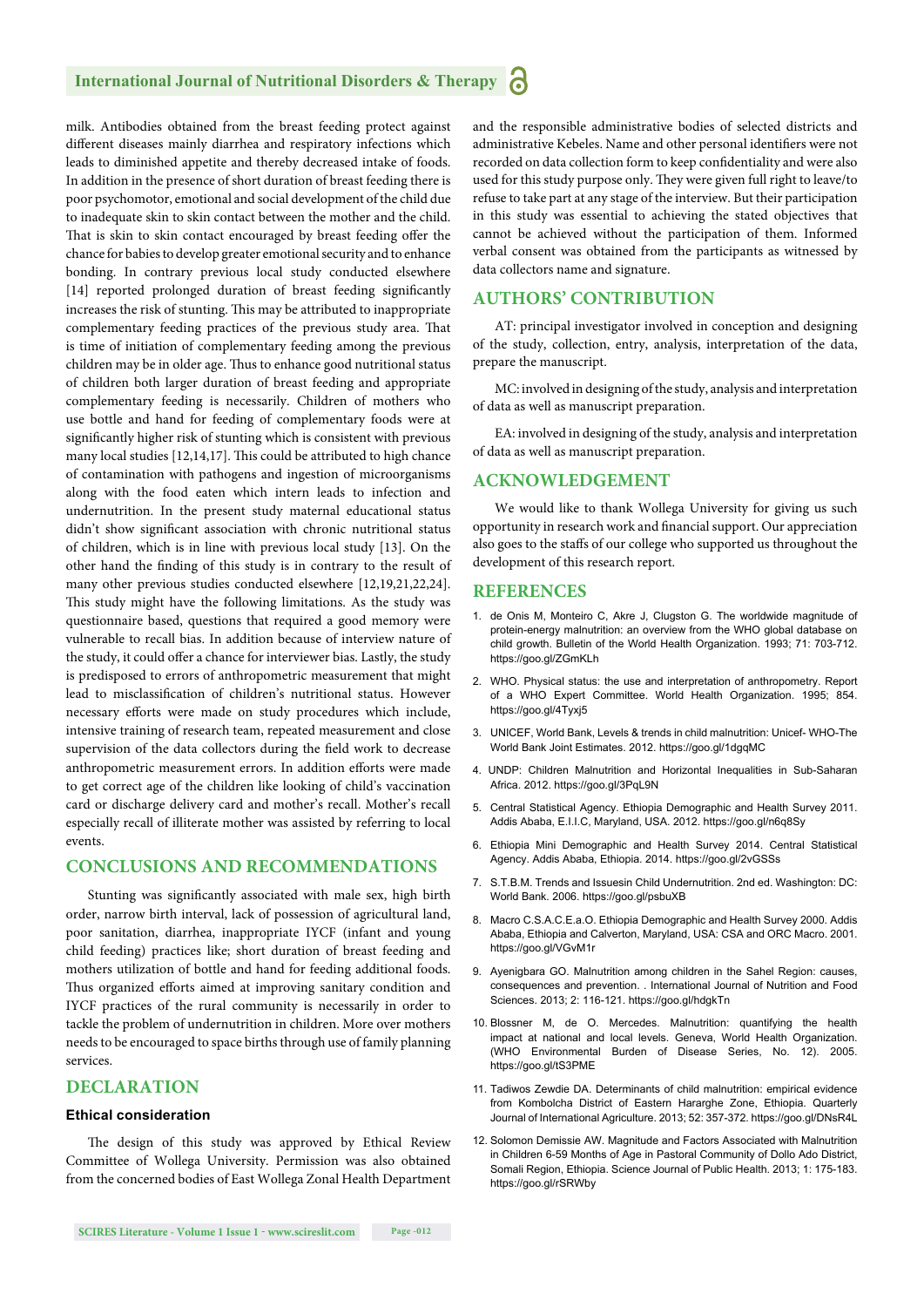milk. Antibodies obtained from the breast feeding protect against different diseases mainly diarrhea and respiratory infections which leads to diminished appetite and thereby decreased intake of foods. In addition in the presence of short duration of breast feeding there is poor psychomotor, emotional and social development of the child due to inadequate skin to skin contact between the mother and the child. That is skin to skin contact encouraged by breast feeding offer the chance for babies to develop greater emotional security and to enhance bonding. In contrary previous local study conducted elsewhere [14] reported prolonged duration of breast feeding significantly increases the risk of stunting. This may be attributed to inappropriate complementary feeding practices of the previous study area. That is time of initiation of complementary feeding among the previous children may be in older age. Thus to enhance good nutritional status of children both larger duration of breast feeding and appropriate complementary feeding is necessarily. Children of mothers who use bottle and hand for feeding of complementary foods were at significantly higher risk of stunting which is consistent with previous many local studies [12,14,17]. This could be attributed to high chance of contamination with pathogens and ingestion of microorganisms along with the food eaten which intern leads to infection and undernutrition. In the present study maternal educational status didn't show significant association with chronic nutritional status of children, which is in line with previous local study [13]. On the other hand the finding of this study is in contrary to the result of many other previous studies conducted elsewhere [12,19,21,22,24]. This study might have the following limitations. As the study was questionnaire based, questions that required a good memory were vulnerable to recall bias. In addition because of interview nature of the study, it could offer a chance for interviewer bias. Lastly, the study is predisposed to errors of anthropometric measurement that might lead to misclassification of children's nutritional status. However necessary efforts were made on study procedures which include, intensive training of research team, repeated measurement and close supervision of the data collectors during the field work to decrease anthropometric measurement errors. In addition efforts were made to get correct age of the children like looking of child's vaccination card or discharge delivery card and mother's recall. Mother's recall especially recall of illiterate mother was assisted by referring to local events.

## CONCLUSIONS AND RECOMMENDATIONS

Stunting was significantly associated with male sex, high birth order, narrow birth interval, lack of possession of agricultural land, poor sanitation, diarrhea, inappropriate IYCF (infant and young child feeding) practices like; short duration of breast feeding and mothers utilization of bottle and hand for feeding additional foods. Thus organized efforts aimed at improving sanitary condition and IYCF practices of the rural community is necessarily in order to tackle the problem of undernutrition in children. More over mothers needs to be encouraged to space births through use of family planning services.

## DECLARATION

### Ethical consideration

The design of this study was approved by Ethical Review Committee of Wollega University. Permission was also obtained from the concerned bodies of East Wollega Zonal Health Department and the responsible administrative bodies of selected districts and administrative Kebeles. Name and other personal identifiers were not recorded on data collection form to keep confidentiality and were also used for this study purpose only. They were given full right to leave/to refuse to take part at any stage of the interview. But their participation in this study was essential to achieving the stated objectives that cannot be achieved without the participation of them. Informed verbal consent was obtained from the participants as witnessed by data collectors name and signature.

## AUTHORS' CONTRIBUTION

AT: principal investigator involved in conception and designing of the study, collection, entry, analysis, interpretation of the data, prepare the manuscript.

MC: involved in designing of the study, analysis and interpretation of data as well as manuscript preparation.

EA: involved in designing of the study, analysis and interpretation of data as well as manuscript preparation.

## ACKNOWLEDGEMENT

We would like to thank Wollega University for giving us such opportunity in research work and financial support. Our appreciation also goes to the staffs of our college who supported us throughout the development of this research report.

## REFERENCES

1. de Onis M, Monteiro C, Akre J, Clugston G. The worldwide magnitude of protein-energy malnutrition: an overview from the WHO global database on child growth. Bulletin of the World Health Organization. 1993; 71: 703-712. https://goo.gl/ZGmKLh
2. WHO. Physical status: the use and interpretation of anthropometry. Report of a WHO Expert Committee. World Health Organization. 1995; 854. https://goo.gl/4Tyxj5
3. UNICEF, World Bank, Levels & trends in child malnutrition: Unicef- WHO-The World Bank Joint Estimates. 2012. https://goo.gl/1dgqMC
4. UNDP: Children Malnutrition and Horizontal Inequalities in Sub-Saharan Africa. 2012. https://goo.gl/3PqL9N
5. Central Statistical Agency. Ethiopia Demographic and Health Survey 2011. Addis Ababa, E.I.I.C, Maryland, USA. 2012. https://goo.gl/n6q8Sy
6. Ethiopia Mini Demographic and Health Survey 2014. Central Statistical Agency. Addis Ababa, Ethiopia. 2014. https://goo.gl/2vGSSs
7. S.T.B.M. Trends and Issuesin Child Undernutrition. 2nd ed. Washington: DC: World Bank. 2006. https://goo.gl/psbuXB
8. Macro C.S.A.C.E.a.O. Ethiopia Demographic and Health Survey 2000. Addis Ababa, Ethiopia and Calverton, Maryland, USA: CSA and ORC Macro. 2001. https://goo.gl/VGvM1r
9. Ayenigbara GO. Malnutrition among children in the Sahel Region: causes, consequences and prevention. . International Journal of Nutrition and Food Sciences. 2013; 2: 116-121. https://goo.gl/hdgkTn
10. Blossner M, de O. Mercedes. Malnutrition: quantifying the health impact at national and local levels. Geneva, World Health Organization. (WHO Environmental Burden of Disease Series, No. 12). 2005. https://goo.gl/tS3PME
11. Tadiwos Zewdie DA. Determinants of child malnutrition: empirical evidence from Kombolcha District of Eastern Hararghe Zone, Ethiopia. Quarterly Journal of International Agriculture. 2013; 52: 357-372. https://goo.gl/DNsR4L
12. Solomon Demissie AW. Magnitude and Factors Associated with Malnutrition in Children 6-59 Months of Age in Pastoral Community of Dollo Ado District, Somali Region, Ethiopia. Science Journal of Public Health. 2013; 1: 175-183. https://goo.gl/rSRWby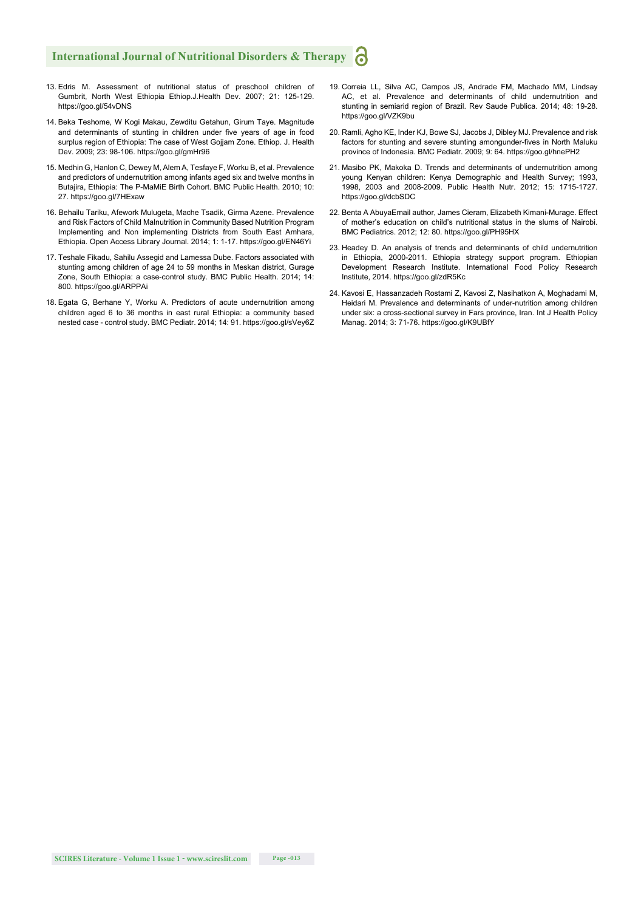13. Edris M. Assessment of nutritional status of preschool children of Gumbrit, North West Ethiopia Ethiop.J.Health Dev. 2007; 21: 125-129. https://goo.gl/54vDNS

14. Beka Teshome, W Kogi Makau, Zewditu Getahun, Girum Taye. Magnitude and determinants of stunting in children under five years of age in food surplus region of Ethiopia: The case of West Gojjam Zone. Ethiop. J. Health Dev. 2009; 23: 98-106. https://goo.gl/gmHr96

15. Medhin G, Hanlon C, Dewey M, Alem A, Tesfaye F, Worku B, et al. Prevalence and predictors of undernutrition among infants aged six and twelve months in Butajira, Ethiopia: The P-MaMiE Birth Cohort. BMC Public Health. 2010; 10: 27. https://goo.gl/7HExaw

16. Behailu Tariku, Afework Mulugeta, Mache Tsadik, Girma Azene. Prevalence and Risk Factors of Child Malnutrition in Community Based Nutrition Program Implementing and Non implementing Districts from South East Amhara, Ethiopia. Open Access Library Journal. 2014; 1: 1-17. https://goo.gl/EN46Yi

17. Teshale Fikadu, Sahilu Assegid and Lamessa Dube. Factors associated with stunting among children of age 24 to 59 months in Meskan district, Gurage Zone, South Ethiopia: a case-control study. BMC Public Health. 2014; 14: 800. https://goo.gl/ARPPAi

18. Egata G, Berhane Y, Worku A. Predictors of acute undernutrition among children aged 6 to 36 months in east rural Ethiopia: a community based nested case - control study. BMC Pediatr. 2014; 14: 91. https://goo.gl/sVey6Z

19. Correia LL, Silva AC, Campos JS, Andrade FM, Machado MM, Lindsay AC, et al. Prevalence and determinants of child undernutrition and stunting in semiarid region of Brazil. Rev Saude Publica. 2014; 48: 19-28. https://goo.gl/VZK9bu

20. Ramli, Agho KE, Inder KJ, Bowe SJ, Jacobs J, Dibley MJ. Prevalence and risk factors for stunting and severe stunting amongunder-fives in North Maluku province of Indonesia. BMC Pediatr. 2009; 9: 64. https://goo.gl/hnePH2

21. Masibo PK, Makoka D. Trends and determinants of undernutrition among young Kenyan children: Kenya Demographic and Health Survey; 1993, 1998, 2003 and 2008-2009. Public Health Nutr. 2012; 15: 1715-1727. https://goo.gl/dcbSDC

22. Benta A AbuyaEmail author, James Cieram, Elizabeth Kimani-Murage. Effect of mother's education on child's nutritional status in the slums of Nairobi. BMC Pediatrics. 2012; 12: 80. https://goo.gl/PH95HX

23. Headey D. An analysis of trends and determinants of child undernutrition in Ethiopia, 2000-2011. Ethiopia strategy support program. Ethiopian Development Research Institute. International Food Policy Research Institute, 2014. https://goo.gl/zdR5Kc

24. Kavosi E, Hassanzadeh Rostami Z, Kavosi Z, Nasihatkon A, Moghadami M, Heidari M. Prevalence and determinants of under-nutrition among children under six: a cross-sectional survey in Fars province, Iran. Int J Health Policy Manag. 2014; 3: 71-76. https://goo.gl/K9UBfY